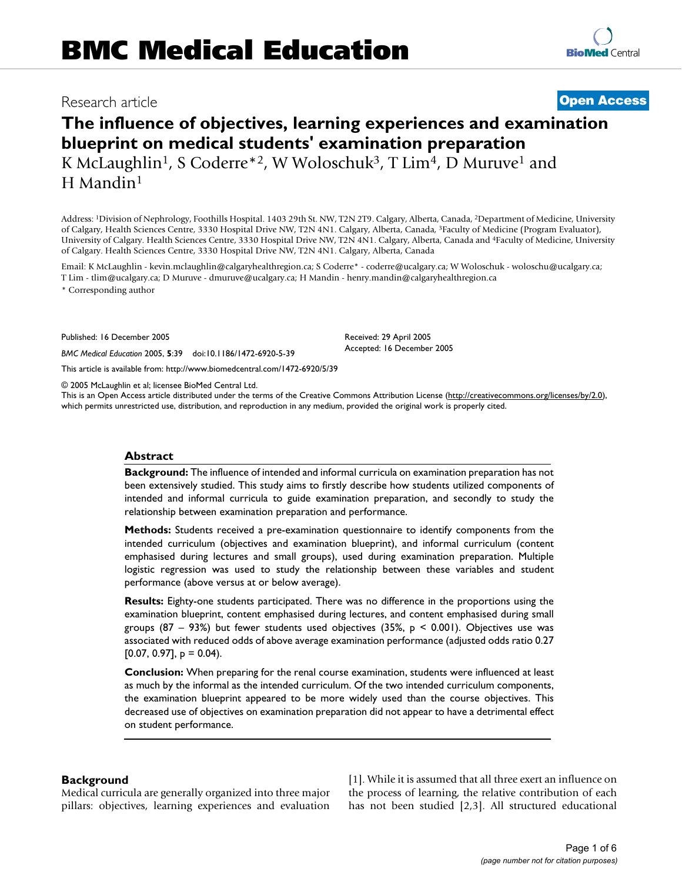# BMC Medical Education

Research article

**Open Access**

# The influence of objectives, learning experiences and examination blueprint on medical students' examination preparation

K McLaughlin[1], S Coderre*[2], W Woloschuk[3], T Lim[4], D Muruve[1] and H Mandin[1]

Address: [1]Division of Nephrology, Foothills Hospital. 1403 29th St. NW, T2N 2T9. Calgary, Alberta, Canada, [2]Department of Medicine, University of Calgary, Health Sciences Centre, 3330 Hospital Drive NW, T2N 4N1. Calgary, Alberta, Canada, [3]Faculty of Medicine (Program Evaluator), University of Calgary. Health Sciences Centre, 3330 Hospital Drive NW, T2N 4N1. Calgary, Alberta, Canada and [4]Faculty of Medicine, University of Calgary. Health Sciences Centre, 3330 Hospital Drive NW, T2N 4N1. Calgary, Alberta, Canada

Email: K McLaughlin - kevin.mclaughlin@calgaryhealthregion.ca; S Coderre* - coderre@ucalgary.ca; W Woloschuk - woloschu@ucalgary.ca; T Lim - tlim@ucalgary.ca; D Muruve - dmuruve@ucalgary.ca; H Mandin - henry.mandin@calgaryhealthregion.ca

* Corresponding author

Published: 16 December 2005

*BMC Medical Education* 2005, **5**:39 doi:10.1186/1472-6920-5-39

Received: 29 April 2005

Accepted: 16 December 2005

This article is available from: http://www.biomedcentral.com/1472-6920/5/39

© 2005 McLaughlin et al; licensee BioMed Central Ltd.

This is an Open Access article distributed under the terms of the Creative Commons Attribution License (http://creativecommons.org/licenses/by/2.0), which permits unrestricted use, distribution, and reproduction in any medium, provided the original work is properly cited.

## Abstract

**Background:** The influence of intended and informal curricula on examination preparation has not been extensively studied. This study aims to firstly describe how students utilized components of intended and informal curricula to guide examination preparation, and secondly to study the relationship between examination preparation and performance.

**Methods:** Students received a pre-examination questionnaire to identify components from the intended curriculum (objectives and examination blueprint), and informal curriculum (content emphasised during lectures and small groups), used during examination preparation. Multiple logistic regression was used to study the relationship between these variables and student performance (above versus at or below average).

**Results:** Eighty-one students participated. There was no difference in the proportions using the examination blueprint, content emphasised during lectures, and content emphasised during small groups (87 – 93%) but fewer students used objectives (35%, $p < 0.001$). Objectives use was associated with reduced odds of above average examination performance (adjusted odds ratio 0.27 [0.07, 0.97], $p = 0.04$).

**Conclusion:** When preparing for the renal course examination, students were influenced at least as much by the informal as the intended curriculum. Of the two intended curriculum components, the examination blueprint appeared to be more widely used than the course objectives. This decreased use of objectives on examination preparation did not appear to have a detrimental effect on student performance.

## Background

Medical curricula are generally organized into three major pillars: objectives, learning experiences and evaluation [1]. While it is assumed that all three exert an influence on the process of learning, the relative contribution of each has not been studied [2,3]. All structured educational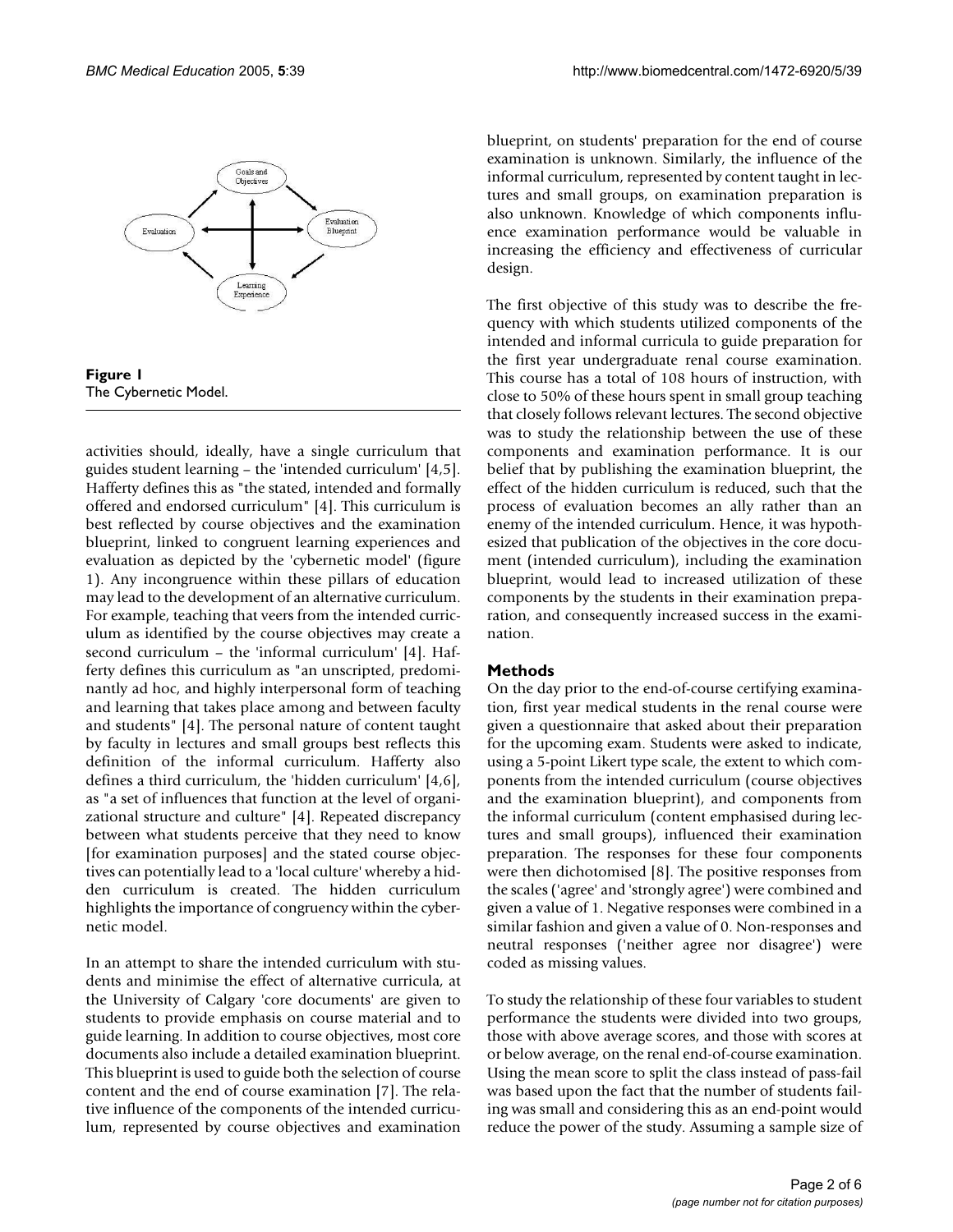Goals and Objectives

Evaluation

Evaluation Blueprint

Learning Experience

**Figure 1**
The Cybernetic Model.

activities should, ideally, have a single curriculum that guides student learning – the 'intended curriculum' [4,5]. Hafferty defines this as "the stated, intended and formally offered and endorsed curriculum" [4]. This curriculum is best reflected by course objectives and the examination blueprint, linked to congruent learning experiences and evaluation as depicted by the 'cybernetic model' (figure 1). Any incongruence within these pillars of education may lead to the development of an alternative curriculum. For example, teaching that veers from the intended curriculum as identified by the course objectives may create a second curriculum – the 'informal curriculum' [4]. Hafferty defines this curriculum as "an unscripted, predominantly ad hoc, and highly interpersonal form of teaching and learning that takes place among and between faculty and students" [4]. The personal nature of content taught by faculty in lectures and small groups best reflects this definition of the informal curriculum. Hafferty also defines a third curriculum, the 'hidden curriculum' [4,6], as "a set of influences that function at the level of organizational structure and culture" [4]. Repeated discrepancy between what students perceive that they need to know [for examination purposes] and the stated course objectives can potentially lead to a 'local culture' whereby a hidden curriculum is created. The hidden curriculum highlights the importance of congruency within the cybernetic model.

In an attempt to share the intended curriculum with students and minimise the effect of alternative curricula, at the University of Calgary 'core documents' are given to students to provide emphasis on course material and to guide learning. In addition to course objectives, most core documents also include a detailed examination blueprint. This blueprint is used to guide both the selection of course content and the end of course examination [7]. The relative influence of the components of the intended curriculum, represented by course objectives and examination blueprint, on students' preparation for the end of course examination is unknown. Similarly, the influence of the informal curriculum, represented by content taught in lectures and small groups, on examination preparation is also unknown. Knowledge of which components influence examination performance would be valuable in increasing the efficiency and effectiveness of curricular design.

The first objective of this study was to describe the frequency with which students utilized components of the intended and informal curricula to guide preparation for the first year undergraduate renal course examination. This course has a total of 108 hours of instruction, with close to 50% of these hours spent in small group teaching that closely follows relevant lectures. The second objective was to study the relationship between the use of these components and examination performance. It is our belief that by publishing the examination blueprint, the effect of the hidden curriculum is reduced, such that the process of evaluation becomes an ally rather than an enemy of the intended curriculum. Hence, it was hypothesized that publication of the objectives in the core document (intended curriculum), including the examination blueprint, would lead to increased utilization of these components by the students in their examination preparation, and consequently increased success in the examination.

## Methods

On the day prior to the end-of-course certifying examination, first year medical students in the renal course were given a questionnaire that asked about their preparation for the upcoming exam. Students were asked to indicate, using a 5-point Likert type scale, the extent to which components from the intended curriculum (course objectives and the examination blueprint), and components from the informal curriculum (content emphasised during lectures and small groups), influenced their examination preparation. The responses for these four components were then dichotomised [8]. The positive responses from the scales ('agree' and 'strongly agree') were combined and given a value of 1. Negative responses were combined in a similar fashion and given a value of 0. Non-responses and neutral responses ('neither agree nor disagree') were coded as missing values.

To study the relationship of these four variables to student performance the students were divided into two groups, those with above average scores, and those with scores at or below average, on the renal end-of-course examination. Using the mean score to split the class instead of pass-fail was based upon the fact that the number of students failing was small and considering this as an end-point would reduce the power of the study. Assuming a sample size of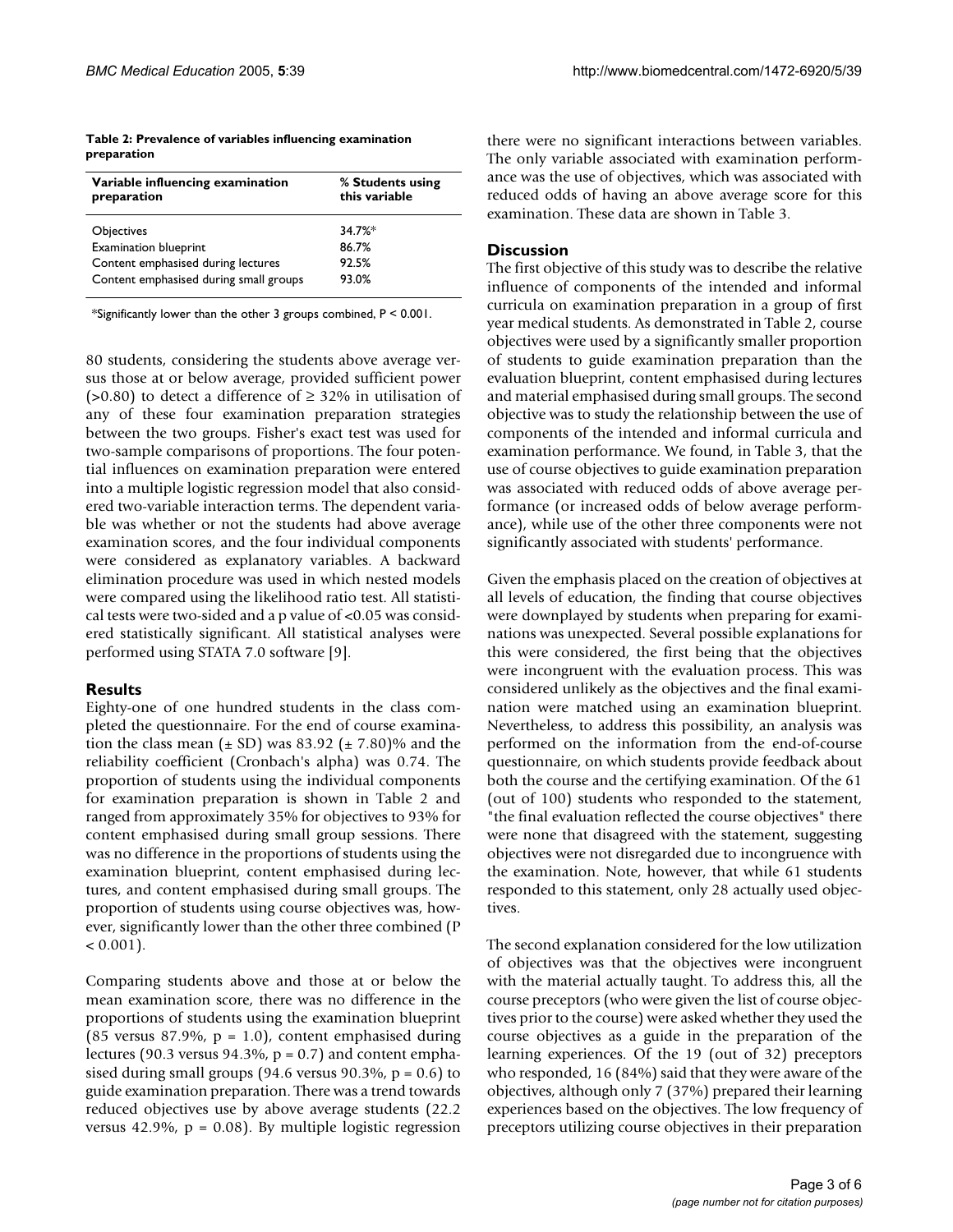**Table 2: Prevalence of variables influencing examination preparation**

| Variable influencing examination preparation | % Students using this variable |
| --- | --- |
| Objectives | 34.7%* |
| Examination blueprint | 86.7% |
| Content emphasised during lectures | 92.5% |
| Content emphasised during small groups | 93.0% |

*Significantly lower than the other 3 groups combined, $P < 0.001$.

80 students, considering the students above average versus those at or below average, provided sufficient power (>0.80) to detect a difference of ≥ 32% in utilisation of any of these four examination preparation strategies between the two groups. Fisher's exact test was used for two-sample comparisons of proportions. The four potential influences on examination preparation were entered into a multiple logistic regression model that also considered two-variable interaction terms. The dependent variable was whether or not the students had above average examination scores, and the four individual components were considered as explanatory variables. A backward elimination procedure was used in which nested models were compared using the likelihood ratio test. All statistical tests were two-sided and a p value of <0.05 was considered statistically significant. All statistical analyses were performed using STATA 7.0 software [9].

## Results

Eighty-one of one hundred students in the class completed the questionnaire. For the end of course examination the class mean (± SD) was 83.92 (± 7.80)% and the reliability coefficient (Cronbach's alpha) was 0.74. The proportion of students using the individual components for examination preparation is shown in Table 2 and ranged from approximately 35% for objectives to 93% for content emphasised during small group sessions. There was no difference in the proportions of students using the examination blueprint, content emphasised during lectures, and content emphasised during small groups. The proportion of students using course objectives was, however, significantly lower than the other three combined ($P < 0.001$).

Comparing students above and those at or below the mean examination score, there was no difference in the proportions of students using the examination blueprint (85 versus 87.9%, $p = 1.0$), content emphasised during lectures (90.3 versus 94.3%, $p = 0.7$) and content emphasised during small groups (94.6 versus 90.3%, $p = 0.6$) to guide examination preparation. There was a trend towards reduced objectives use by above average students (22.2 versus 42.9%, $p = 0.08$). By multiple logistic regression there were no significant interactions between variables. The only variable associated with examination performance was the use of objectives, which was associated with reduced odds of having an above average score for this examination. These data are shown in Table 3.

## Discussion

The first objective of this study was to describe the relative influence of components of the intended and informal curricula on examination preparation in a group of first year medical students. As demonstrated in Table 2, course objectives were used by a significantly smaller proportion of students to guide examination preparation than the evaluation blueprint, content emphasised during lectures and material emphasised during small groups. The second objective was to study the relationship between the use of components of the intended and informal curricula and examination performance. We found, in Table 3, that the use of course objectives to guide examination preparation was associated with reduced odds of above average performance (or increased odds of below average performance), while use of the other three components were not significantly associated with students' performance.

Given the emphasis placed on the creation of objectives at all levels of education, the finding that course objectives were downplayed by students when preparing for examinations was unexpected. Several possible explanations for this were considered, the first being that the objectives were incongruent with the evaluation process. This was considered unlikely as the objectives and the final examination were matched using an examination blueprint. Nevertheless, to address this possibility, an analysis was performed on the information from the end-of-course questionnaire, on which students provide feedback about both the course and the certifying examination. Of the 61 (out of 100) students who responded to the statement, "the final evaluation reflected the course objectives" there were none that disagreed with the statement, suggesting objectives were not disregarded due to incongruence with the examination. Note, however, that while 61 students responded to this statement, only 28 actually used objectives.

The second explanation considered for the low utilization of objectives was that the objectives were incongruent with the material actually taught. To address this, all the course preceptors (who were given the list of course objectives prior to the course) were asked whether they used the course objectives as a guide in the preparation of the learning experiences. Of the 19 (out of 32) preceptors who responded, 16 (84%) said that they were aware of the objectives, although only 7 (37%) prepared their learning experiences based on the objectives. The low frequency of preceptors utilizing course objectives in their preparation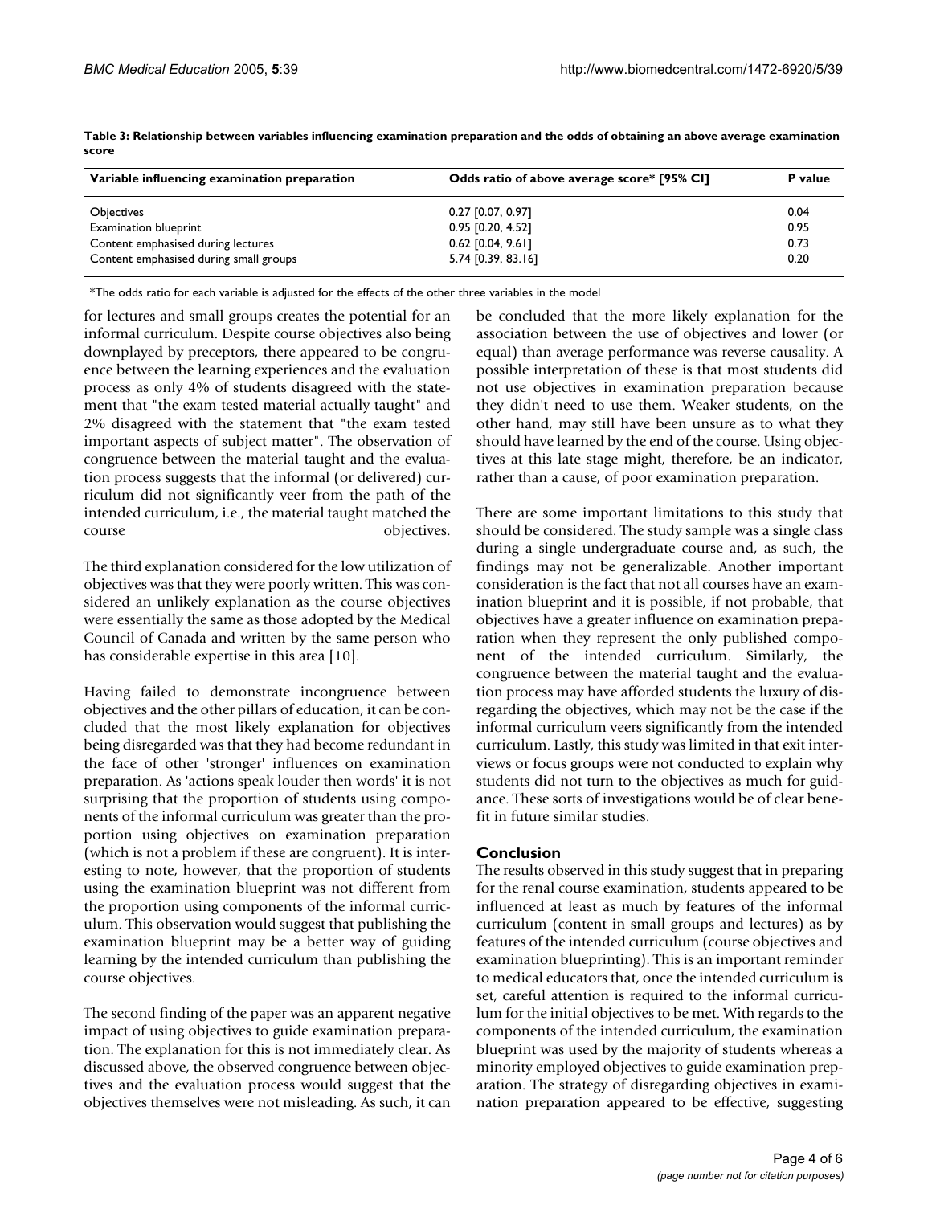**Table 3: Relationship between variables influencing examination preparation and the odds of obtaining an above average examination score**

| Variable influencing examination preparation | Odds ratio of above average score* [95% CI] | P value |
| --- | --- | --- |
| Objectives | 0.27 [0.07, 0.97] | 0.04 |
| Examination blueprint | 0.95 [0.20, 4.52] | 0.95 |
| Content emphasised during lectures | 0.62 [0.04, 9.61] | 0.73 |
| Content emphasised during small groups | 5.74 [0.39, 83.16] | 0.20 |

*The odds ratio for each variable is adjusted for the effects of the other three variables in the model

for lectures and small groups creates the potential for an informal curriculum. Despite course objectives also being downplayed by preceptors, there appeared to be congruence between the learning experiences and the evaluation process as only 4% of students disagreed with the statement that "the exam tested material actually taught" and 2% disagreed with the statement that "the exam tested important aspects of subject matter". The observation of congruence between the material taught and the evaluation process suggests that the informal (or delivered) curriculum did not significantly veer from the path of the intended curriculum, i.e., the material taught matched the course objectives.

The third explanation considered for the low utilization of objectives was that they were poorly written. This was considered an unlikely explanation as the course objectives were essentially the same as those adopted by the Medical Council of Canada and written by the same person who has considerable expertise in this area [10].

Having failed to demonstrate incongruence between objectives and the other pillars of education, it can be concluded that the most likely explanation for objectives being disregarded was that they had become redundant in the face of other 'stronger' influences on examination preparation. As 'actions speak louder then words' it is not surprising that the proportion of students using components of the informal curriculum was greater than the proportion using objectives on examination preparation (which is not a problem if these are congruent). It is interesting to note, however, that the proportion of students using the examination blueprint was not different from the proportion using components of the informal curriculum. This observation would suggest that publishing the examination blueprint may be a better way of guiding learning by the intended curriculum than publishing the course objectives.

The second finding of the paper was an apparent negative impact of using objectives to guide examination preparation. The explanation for this is not immediately clear. As discussed above, the observed congruence between objectives and the evaluation process would suggest that the objectives themselves were not misleading. As such, it can be concluded that the more likely explanation for the association between the use of objectives and lower (or equal) than average performance was reverse causality. A possible interpretation of these is that most students did not use objectives in examination preparation because they didn't need to use them. Weaker students, on the other hand, may still have been unsure as to what they should have learned by the end of the course. Using objectives at this late stage might, therefore, be an indicator, rather than a cause, of poor examination preparation.

There are some important limitations to this study that should be considered. The study sample was a single class during a single undergraduate course and, as such, the findings may not be generalizable. Another important consideration is the fact that not all courses have an examination blueprint and it is possible, if not probable, that objectives have a greater influence on examination preparation when they represent the only published component of the intended curriculum. Similarly, the congruence between the material taught and the evaluation process may have afforded students the luxury of disregarding the objectives, which may not be the case if the informal curriculum veers significantly from the intended curriculum. Lastly, this study was limited in that exit interviews or focus groups were not conducted to explain why students did not turn to the objectives as much for guidance. These sorts of investigations would be of clear benefit in future similar studies.

## Conclusion

The results observed in this study suggest that in preparing for the renal course examination, students appeared to be influenced at least as much by features of the informal curriculum (content in small groups and lectures) as by features of the intended curriculum (course objectives and examination blueprinting). This is an important reminder to medical educators that, once the intended curriculum is set, careful attention is required to the informal curriculum for the initial objectives to be met. With regards to the components of the intended curriculum, the examination blueprint was used by the majority of students whereas a minority employed objectives to guide examination preparation. The strategy of disregarding objectives in examination preparation appeared to be effective, suggesting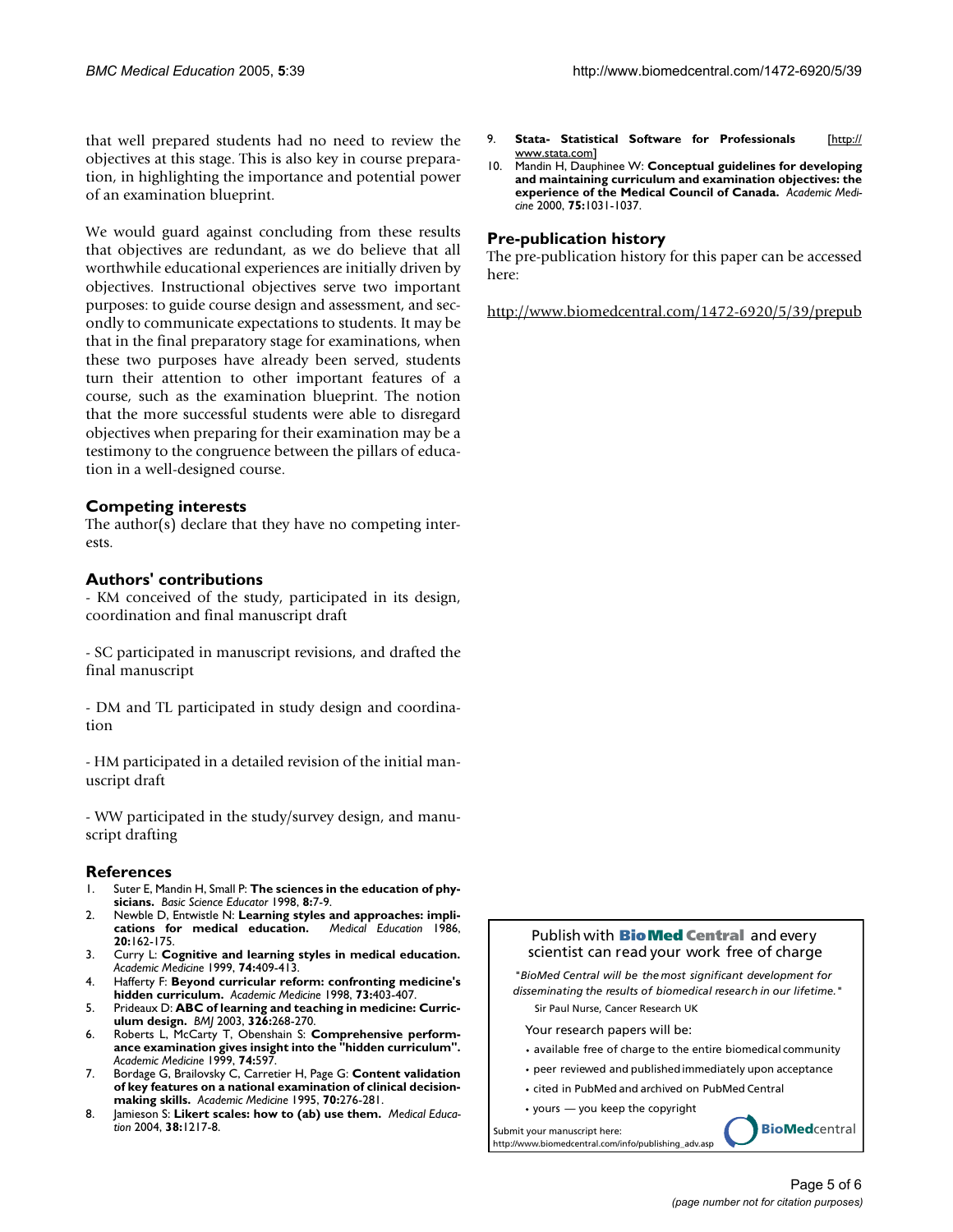that well prepared students had no need to review the objectives at this stage. This is also key in course preparation, in highlighting the importance and potential power of an examination blueprint.

We would guard against concluding from these results that objectives are redundant, as we do believe that all worthwhile educational experiences are initially driven by objectives. Instructional objectives serve two important purposes: to guide course design and assessment, and secondly to communicate expectations to students. It may be that in the final preparatory stage for examinations, when these two purposes have already been served, students turn their attention to other important features of a course, such as the examination blueprint. The notion that the more successful students were able to disregard objectives when preparing for their examination may be a testimony to the congruence between the pillars of education in a well-designed course.

## Competing interests

The author(s) declare that they have no competing interests.

## Authors' contributions

- KM conceived of the study, participated in its design, coordination and final manuscript draft

- SC participated in manuscript revisions, and drafted the final manuscript

- DM and TL participated in study design and coordination

- HM participated in a detailed revision of the initial manuscript draft

- WW participated in the study/survey design, and manuscript drafting

## References

1. Suter E, Mandin H, Small P: **The sciences in the education of physicians.** *Basic Science Educator* 1998, **8:**7-9.
2. Newble D, Entwistle N: **Learning styles and approaches: implications for medical education.** *Medical Education* 1986, **20:**162-175.
3. Curry L: **Cognitive and learning styles in medical education.** *Academic Medicine* 1999, **74:**409-413.
4. Hafferty F: **Beyond curricular reform: confronting medicine's hidden curriculum.** *Academic Medicine* 1998, **73:**403-407.
5. Prideaux D: **ABC of learning and teaching in medicine: Curriculum design.** *BMJ* 2003, **326:**268-270.
6. Roberts L, McCarty T, Obenshain S: **Comprehensive performance examination gives insight into the "hidden curriculum".** *Academic Medicine* 1999, **74:**597.
7. Bordage G, Brailovsky C, Carretier H, Page G: **Content validation of key features on a national examination of clinical decision-making skills.** *Academic Medicine* 1995, **70:**276-281.
8. Jamieson S: **Likert scales: how to (ab) use them.** *Medical Education* 2004, **38:**1217-8.
9. **Stata- Statistical Software for Professionals** [http://www.stata.com]
10. Mandin H, Dauphinee W: **Conceptual guidelines for developing and maintaining curriculum and examination objectives: the experience of the Medical Council of Canada.** *Academic Medicine* 2000, **75:**1031-1037.

## Pre-publication history

The pre-publication history for this paper can be accessed here:

http://www.biomedcentral.com/1472-6920/5/39/prepub

Publish with **BioMed Central** and every scientist can read your work free of charge

*"BioMed Central will be the most significant development for disseminating the results of biomedical research in our lifetime."*

Sir Paul Nurse, Cancer Research UK

Your research papers will be:

- available free of charge to the entire biomedical community
- peer reviewed and published immediately upon acceptance
- cited in PubMed and archived on PubMed Central
- yours — you keep the copyright

Submit your manuscript here:
http://www.biomedcentral.com/info/publishing_adv.asp

BioMedcentral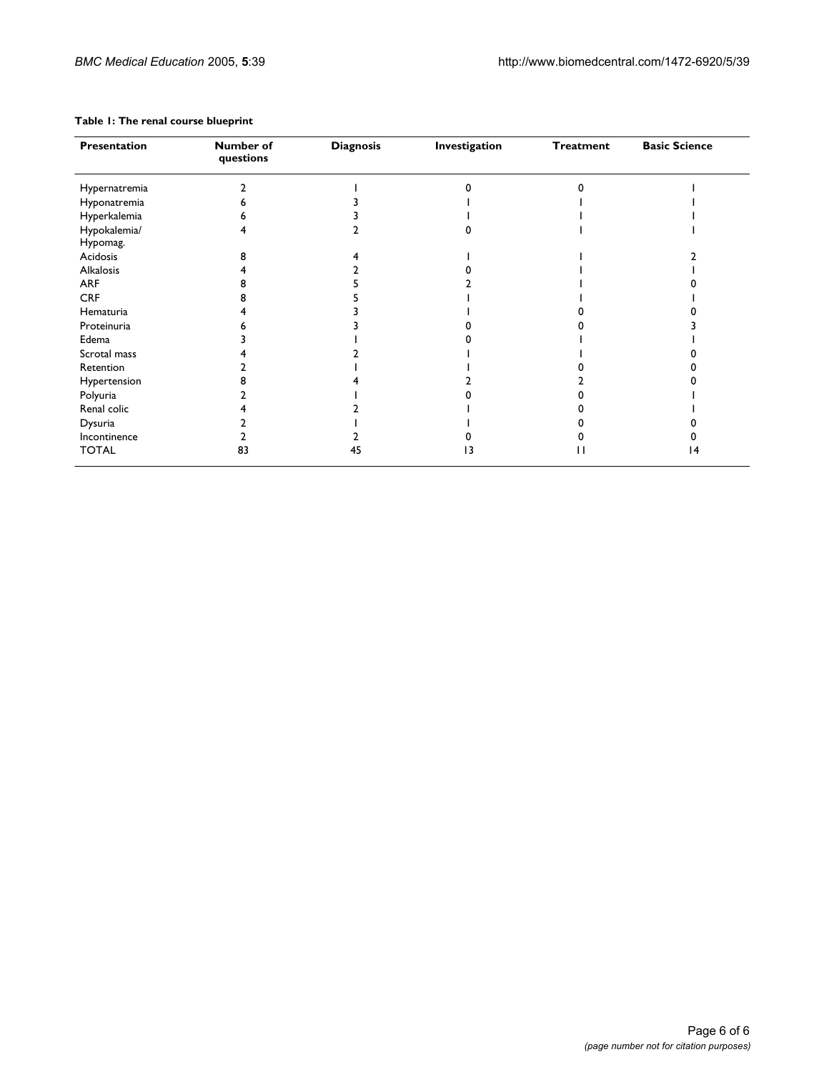**Table 1: The renal course blueprint**

| Presentation | Number of questions | Diagnosis | Investigation | Treatment | Basic Science |
|---|---|---|---|---|---|
| Hypernatremia | 2 | 1 | 0 | 0 | 1 |
| Hyponatremia | 6 | 3 | 1 | 1 | 1 |
| Hyperkalemia | 6 | 3 | 1 | 1 | 1 |
| Hypokalemia/ Hypomag. | 4 | 2 | 0 | 1 | 1 |
| Acidosis | 8 | 4 | 1 | 1 | 2 |
| Alkalosis | 4 | 2 | 0 | 1 | 1 |
| ARF | 8 | 5 | 2 | 1 | 0 |
| CRF | 8 | 5 | 1 | 1 | 1 |
| Hematuria | 4 | 3 | 1 | 0 | 0 |
| Proteinuria | 6 | 3 | 0 | 0 | 3 |
| Edema | 3 | 1 | 0 | 1 | 1 |
| Scrotal mass | 4 | 2 | 1 | 1 | 0 |
| Retention | 2 | 1 | 1 | 0 | 0 |
| Hypertension | 8 | 4 | 2 | 2 | 0 |
| Polyuria | 2 | 1 | 0 | 0 | 1 |
| Renal colic | 4 | 2 | 1 | 0 | 1 |
| Dysuria | 2 | 1 | 1 | 0 | 0 |
| Incontinence | 2 | 2 | 0 | 0 | 0 |
| TOTAL | 83 | 45 | 13 | 11 | 14 |